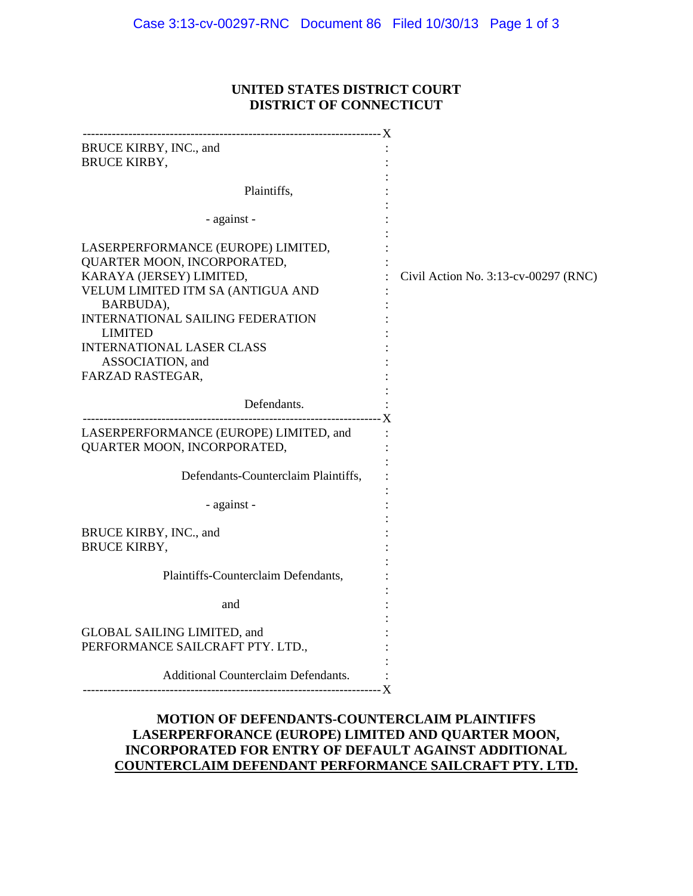**UNITED STATES DISTRICT COURT**
**DISTRICT OF CONNECTICUT**

| | |
|---|---|
| BRUCE KIRBY, INC., and<br>BRUCE KIRBY,<br><br>Plaintiffs,<br><br>- against -<br><br>LASERPERFORMANCE (EUROPE) LIMITED,<br>QUARTER MOON, INCORPORATED,<br>KARAYA (JERSEY) LIMITED,<br>VELUM LIMITED ITM SA (ANTIGUA AND BARBUDA),<br>INTERNATIONAL SAILING FEDERATION LIMITED<br>INTERNATIONAL LASER CLASS ASSOCIATION, and<br>FARZAD RASTEGAR,<br><br>Defendants. | Civil Action No. 3:13-cv-00297 (RNC) |
| LASERPERFORMANCE (EUROPE) LIMITED, and<br>QUARTER MOON, INCORPORATED,<br><br>Defendants-Counterclaim Plaintiffs,<br><br>- against -<br><br>BRUCE KIRBY, INC., and<br>BRUCE KIRBY,<br><br>Plaintiffs-Counterclaim Defendants,<br><br>and<br><br>GLOBAL SAILING LIMITED, and<br>PERFORMANCE SAILCRAFT PTY. LTD.,<br><br>Additional Counterclaim Defendants. | |

**MOTION OF DEFENDANTS-COUNTERCLAIM PLAINTIFFS LASERPERFORANCE (EUROPE) LIMITED AND QUARTER MOON, INCORPORATED FOR ENTRY OF DEFAULT AGAINST ADDITIONAL COUNTERCLAIM DEFENDANT PERFORMANCE SAILCRAFT PTY. LTD.**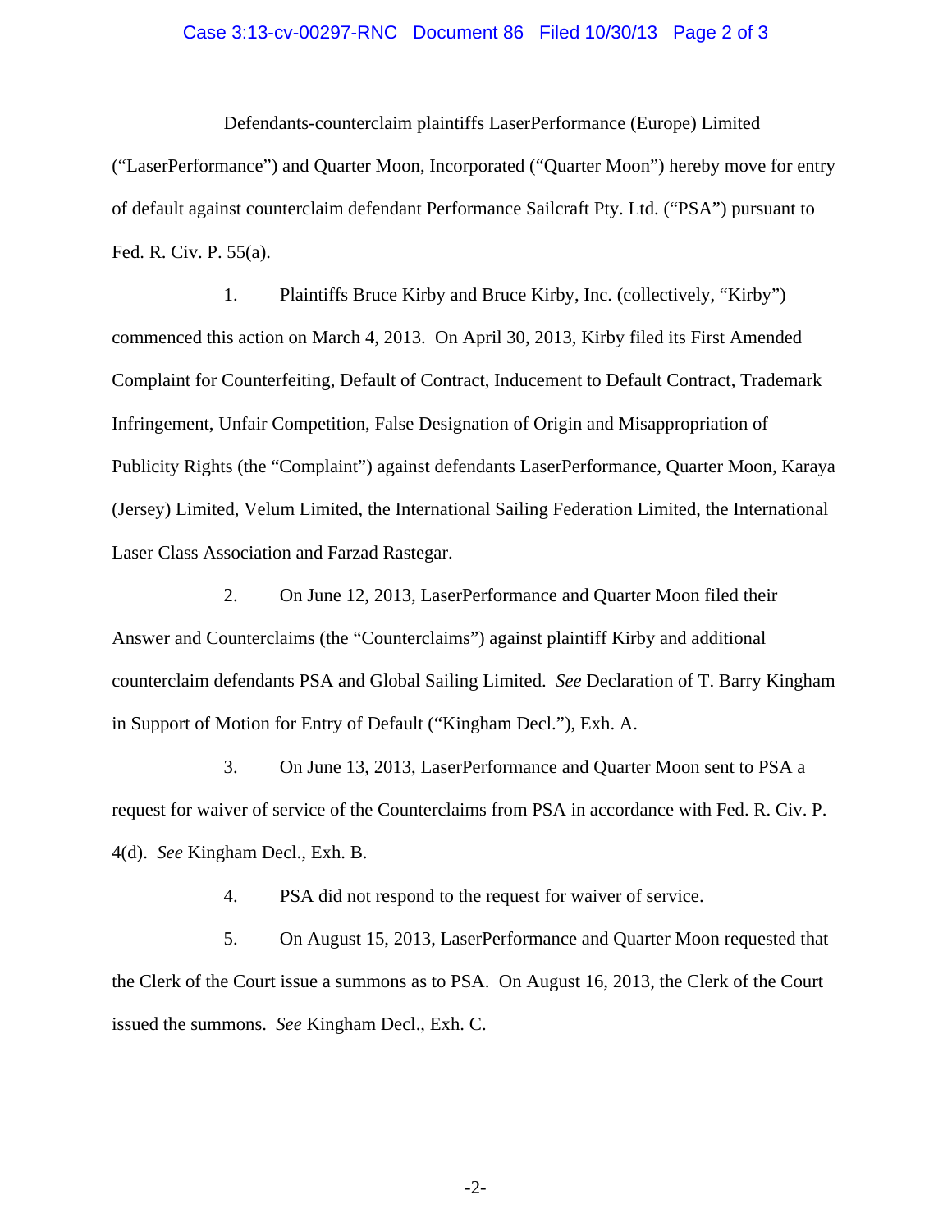Defendants-counterclaim plaintiffs LaserPerformance (Europe) Limited ("LaserPerformance") and Quarter Moon, Incorporated ("Quarter Moon") hereby move for entry of default against counterclaim defendant Performance Sailcraft Pty. Ltd. ("PSA") pursuant to Fed. R. Civ. P. 55(a).

1. Plaintiffs Bruce Kirby and Bruce Kirby, Inc. (collectively, "Kirby") commenced this action on March 4, 2013. On April 30, 2013, Kirby filed its First Amended Complaint for Counterfeiting, Default of Contract, Inducement to Default Contract, Trademark Infringement, Unfair Competition, False Designation of Origin and Misappropriation of Publicity Rights (the "Complaint") against defendants LaserPerformance, Quarter Moon, Karaya (Jersey) Limited, Velum Limited, the International Sailing Federation Limited, the International Laser Class Association and Farzad Rastegar.

2. On June 12, 2013, LaserPerformance and Quarter Moon filed their Answer and Counterclaims (the "Counterclaims") against plaintiff Kirby and additional counterclaim defendants PSA and Global Sailing Limited. *See* Declaration of T. Barry Kingham in Support of Motion for Entry of Default ("Kingham Decl."), Exh. A.

3. On June 13, 2013, LaserPerformance and Quarter Moon sent to PSA a request for waiver of service of the Counterclaims from PSA in accordance with Fed. R. Civ. P. 4(d). *See* Kingham Decl., Exh. B.

4. PSA did not respond to the request for waiver of service.

5. On August 15, 2013, LaserPerformance and Quarter Moon requested that the Clerk of the Court issue a summons as to PSA. On August 16, 2013, the Clerk of the Court issued the summons. *See* Kingham Decl., Exh. C.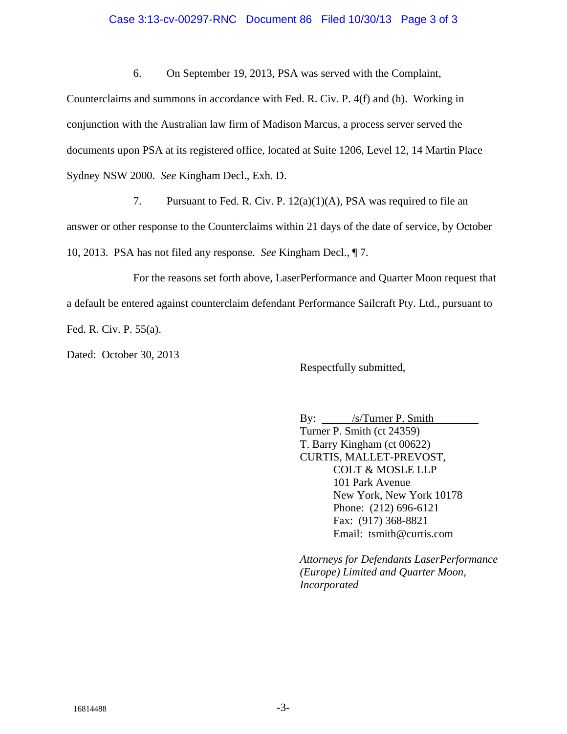6. On September 19, 2013, PSA was served with the Complaint, Counterclaims and summons in accordance with Fed. R. Civ. P. 4(f) and (h). Working in conjunction with the Australian law firm of Madison Marcus, a process server served the documents upon PSA at its registered office, located at Suite 1206, Level 12, 14 Martin Place Sydney NSW 2000. *See* Kingham Decl., Exh. D.

7. Pursuant to Fed. R. Civ. P. 12(a)(1)(A), PSA was required to file an answer or other response to the Counterclaims within 21 days of the date of service, by October 10, 2013. PSA has not filed any response. *See* Kingham Decl., ¶ 7.

For the reasons set forth above, LaserPerformance and Quarter Moon request that a default be entered against counterclaim defendant Performance Sailcraft Pty. Ltd., pursuant to Fed. R. Civ. P. 55(a).

Dated: October 30, 2013

Respectfully submitted,

By: /s/Turner P. Smith
Turner P. Smith (ct 24359)
T. Barry Kingham (ct 00622)
CURTIS, MALLET-PREVOST, COLT & MOSLE LLP
101 Park Avenue
New York, New York 10178
Phone: (212) 696-6121
Fax: (917) 368-8821
Email: tsmith@curtis.com

*Attorneys for Defendants LaserPerformance (Europe) Limited and Quarter Moon, Incorporated*

16814488